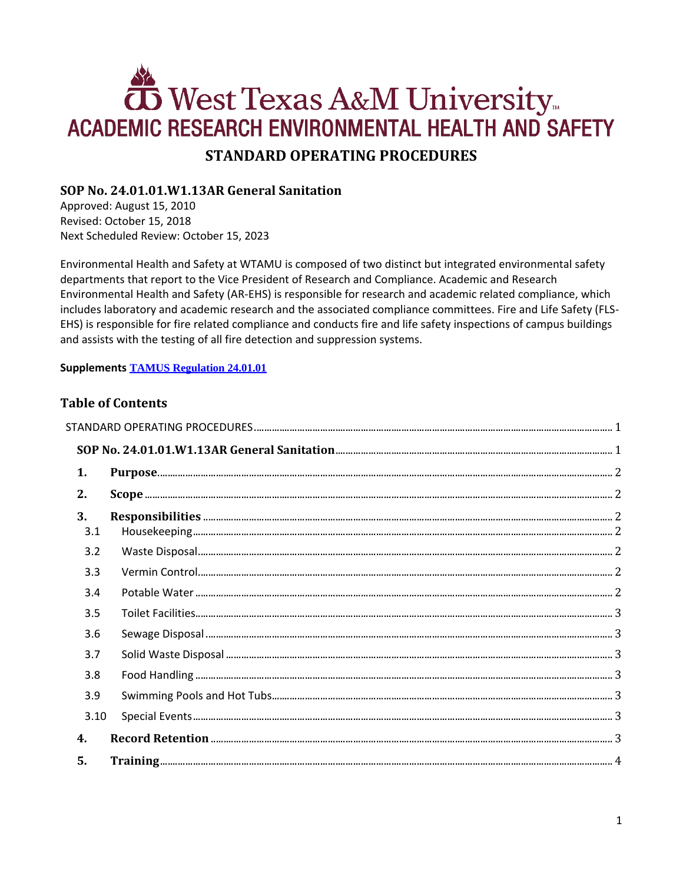# West Texas A&M University

## ACADEMIC RESEARCH ENVIRONMENTAL HEALTH AND SAFETY

## STANDARD OPERATING PROCEDURES

### SOP No. 24.01.01.W1.13AR General Sanitation

Approved: August 15, 2010
Revised: October 15, 2018
Next Scheduled Review: October 15, 2023

Environmental Health and Safety at WTAMU is composed of two distinct but integrated environmental safety departments that report to the Vice President of Research and Compliance. Academic and Research Environmental Health and Safety (AR-EHS) is responsible for research and academic related compliance, which includes laboratory and academic research and the associated compliance committees. Fire and Life Safety (FLS-EHS) is responsible for fire related compliance and conducts fire and life safety inspections of campus buildings and assists with the testing of all fire detection and suppression systems.

**Supplements [TAMUS Regulation 24.01.01]()**

### Table of Contents

| Section | Title | Page |
|---|---|---|
| | STANDARD OPERATING PROCEDURES | 1 |
| | **SOP No. 24.01.01.W1.13AR General Sanitation** | 1 |
| **1.** | **Purpose** | 2 |
| **2.** | **Scope** | 2 |
| **3.** | **Responsibilities** | 2 |
| 3.1 | Housekeeping | 2 |
| 3.2 | Waste Disposal | 2 |
| 3.3 | Vermin Control | 2 |
| 3.4 | Potable Water | 2 |
| 3.5 | Toilet Facilities | 3 |
| 3.6 | Sewage Disposal | 3 |
| 3.7 | Solid Waste Disposal | 3 |
| 3.8 | Food Handling | 3 |
| 3.9 | Swimming Pools and Hot Tubs | 3 |
| 3.10 | Special Events | 3 |
| **4.** | **Record Retention** | 3 |
| **5.** | **Training** | 4 |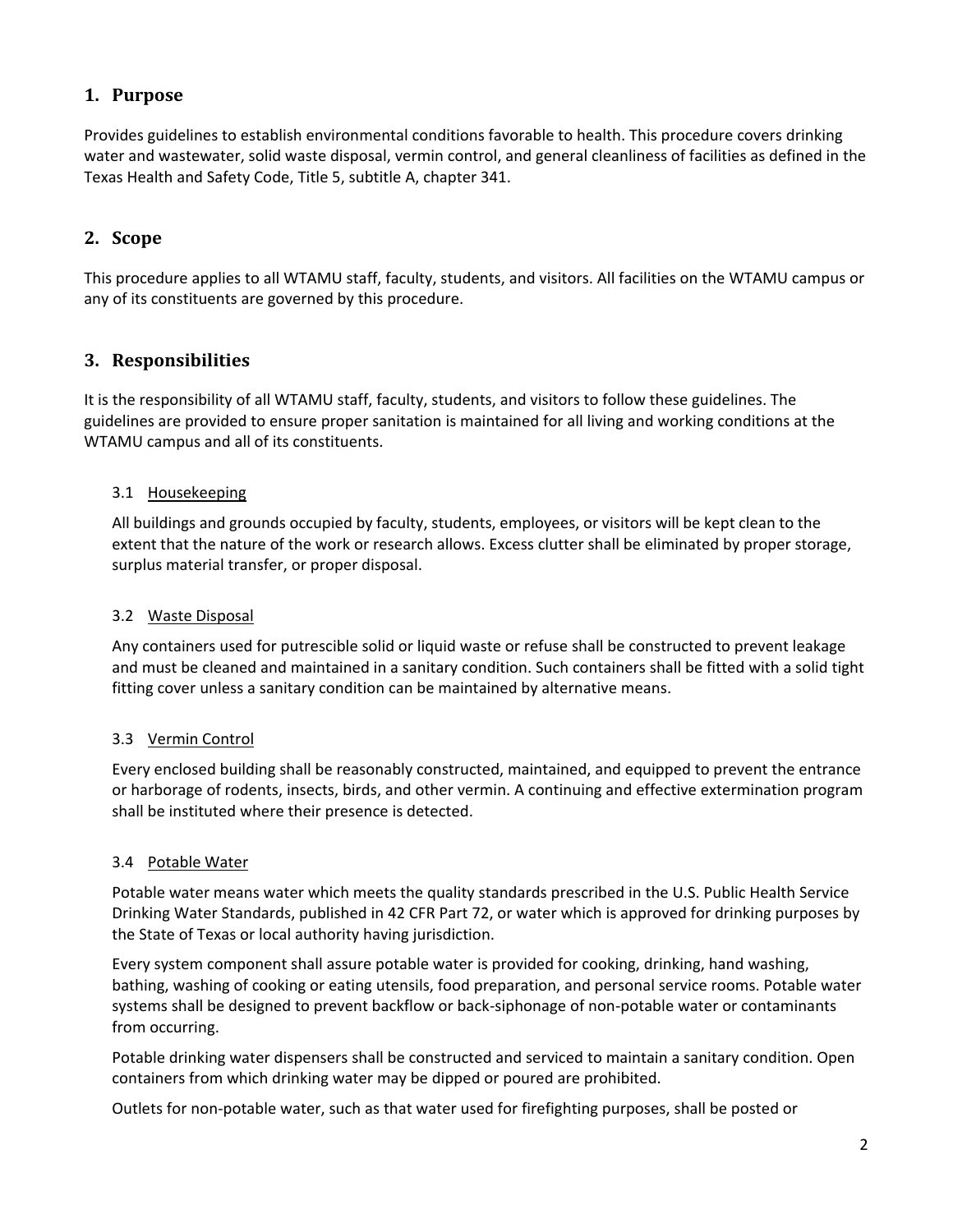## 1. Purpose

Provides guidelines to establish environmental conditions favorable to health. This procedure covers drinking water and wastewater, solid waste disposal, vermin control, and general cleanliness of facilities as defined in the Texas Health and Safety Code, Title 5, subtitle A, chapter 341.

## 2. Scope

This procedure applies to all WTAMU staff, faculty, students, and visitors. All facilities on the WTAMU campus or any of its constituents are governed by this procedure.

## 3. Responsibilities

It is the responsibility of all WTAMU staff, faculty, students, and visitors to follow these guidelines. The guidelines are provided to ensure proper sanitation is maintained for all living and working conditions at the WTAMU campus and all of its constituents.

### 3.1 Housekeeping

All buildings and grounds occupied by faculty, students, employees, or visitors will be kept clean to the extent that the nature of the work or research allows. Excess clutter shall be eliminated by proper storage, surplus material transfer, or proper disposal.

### 3.2 Waste Disposal

Any containers used for putrescible solid or liquid waste or refuse shall be constructed to prevent leakage and must be cleaned and maintained in a sanitary condition. Such containers shall be fitted with a solid tight fitting cover unless a sanitary condition can be maintained by alternative means.

### 3.3 Vermin Control

Every enclosed building shall be reasonably constructed, maintained, and equipped to prevent the entrance or harborage of rodents, insects, birds, and other vermin. A continuing and effective extermination program shall be instituted where their presence is detected.

### 3.4 Potable Water

Potable water means water which meets the quality standards prescribed in the U.S. Public Health Service Drinking Water Standards, published in 42 CFR Part 72, or water which is approved for drinking purposes by the State of Texas or local authority having jurisdiction.

Every system component shall assure potable water is provided for cooking, drinking, hand washing, bathing, washing of cooking or eating utensils, food preparation, and personal service rooms. Potable water systems shall be designed to prevent backflow or back-siphonage of non-potable water or contaminants from occurring.

Potable drinking water dispensers shall be constructed and serviced to maintain a sanitary condition. Open containers from which drinking water may be dipped or poured are prohibited.

Outlets for non-potable water, such as that water used for firefighting purposes, shall be posted or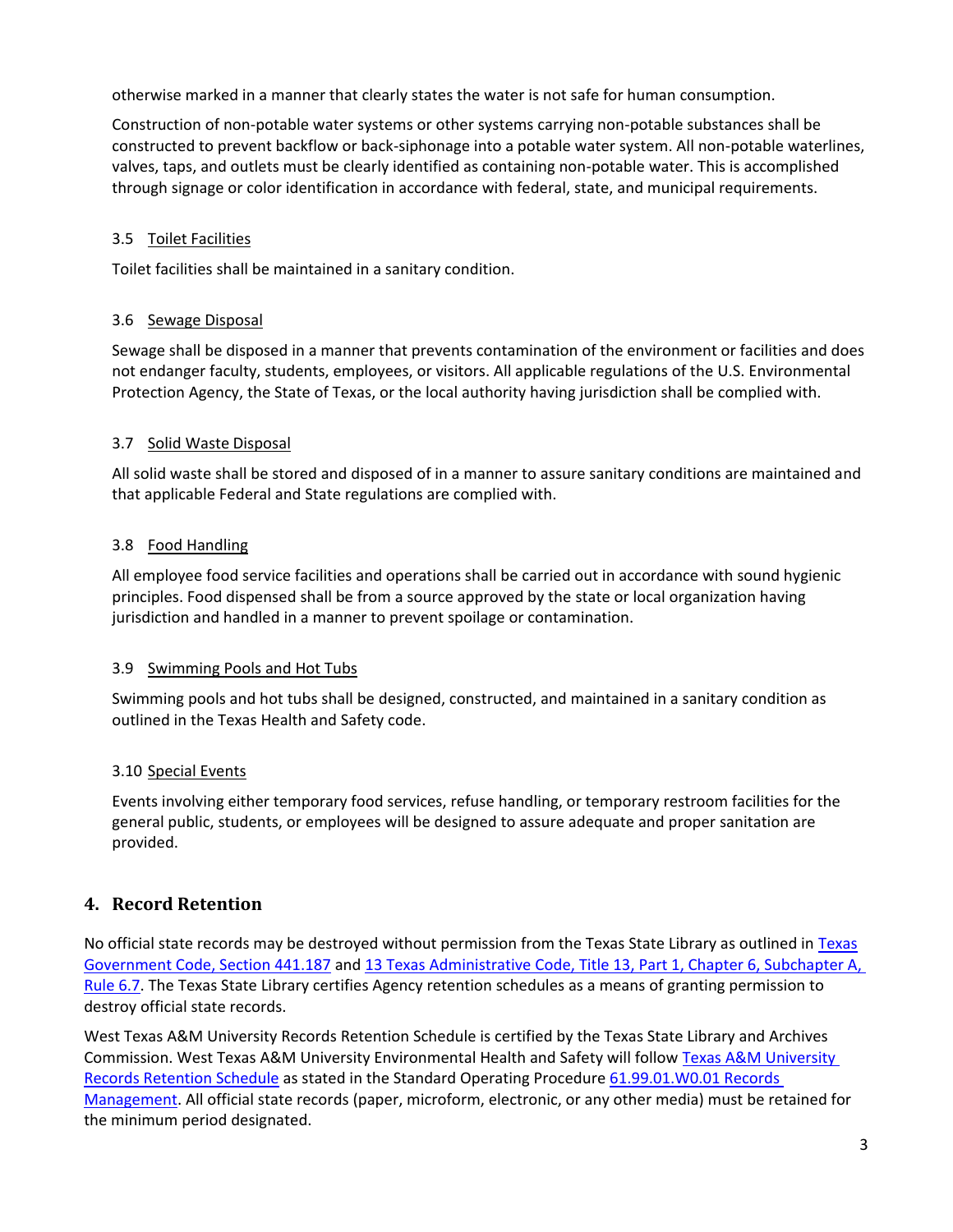otherwise marked in a manner that clearly states the water is not safe for human consumption.

Construction of non-potable water systems or other systems carrying non-potable substances shall be constructed to prevent backflow or back-siphonage into a potable water system. All non-potable waterlines, valves, taps, and outlets must be clearly identified as containing non-potable water. This is accomplished through signage or color identification in accordance with federal, state, and municipal requirements.

### 3.5 Toilet Facilities

Toilet facilities shall be maintained in a sanitary condition.

### 3.6 Sewage Disposal

Sewage shall be disposed in a manner that prevents contamination of the environment or facilities and does not endanger faculty, students, employees, or visitors. All applicable regulations of the U.S. Environmental Protection Agency, the State of Texas, or the local authority having jurisdiction shall be complied with.

### 3.7 Solid Waste Disposal

All solid waste shall be stored and disposed of in a manner to assure sanitary conditions are maintained and that applicable Federal and State regulations are complied with.

### 3.8 Food Handling

All employee food service facilities and operations shall be carried out in accordance with sound hygienic principles. Food dispensed shall be from a source approved by the state or local organization having jurisdiction and handled in a manner to prevent spoilage or contamination.

### 3.9 Swimming Pools and Hot Tubs

Swimming pools and hot tubs shall be designed, constructed, and maintained in a sanitary condition as outlined in the Texas Health and Safety code.

### 3.10 Special Events

Events involving either temporary food services, refuse handling, or temporary restroom facilities for the general public, students, or employees will be designed to assure adequate and proper sanitation are provided.

## 4. Record Retention

No official state records may be destroyed without permission from the Texas State Library as outlined in Texas Government Code, Section 441.187 and 13 Texas Administrative Code, Title 13, Part 1, Chapter 6, Subchapter A, Rule 6.7. The Texas State Library certifies Agency retention schedules as a means of granting permission to destroy official state records.

West Texas A&M University Records Retention Schedule is certified by the Texas State Library and Archives Commission. West Texas A&M University Environmental Health and Safety will follow Texas A&M University Records Retention Schedule as stated in the Standard Operating Procedure 61.99.01.W0.01 Records Management. All official state records (paper, microform, electronic, or any other media) must be retained for the minimum period designated.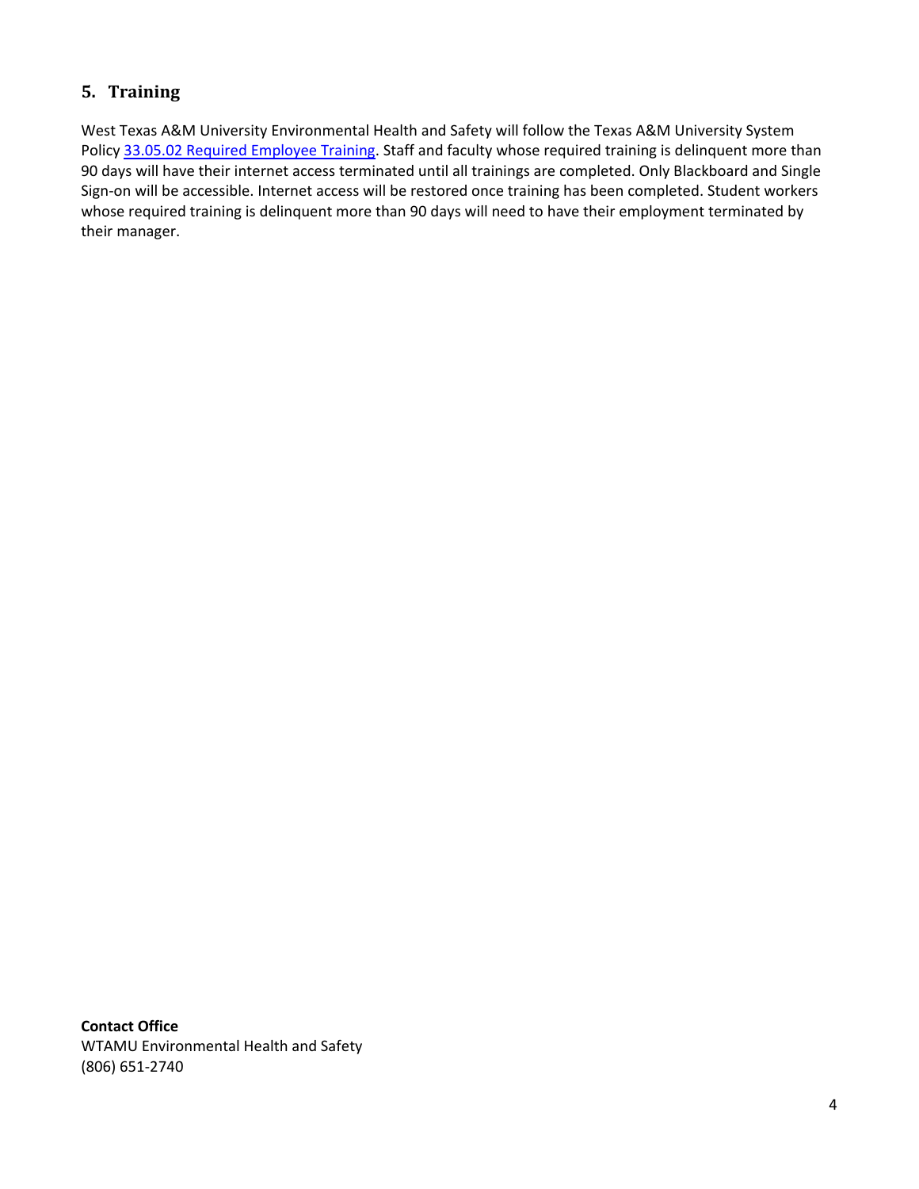## 5. Training

West Texas A&M University Environmental Health and Safety will follow the Texas A&M University System Policy [33.05.02 Required Employee Training](). Staff and faculty whose required training is delinquent more than 90 days will have their internet access terminated until all trainings are completed. Only Blackboard and Single Sign-on will be accessible. Internet access will be restored once training has been completed. Student workers whose required training is delinquent more than 90 days will need to have their employment terminated by their manager.

**Contact Office**
WTAMU Environmental Health and Safety
(806) 651-2740